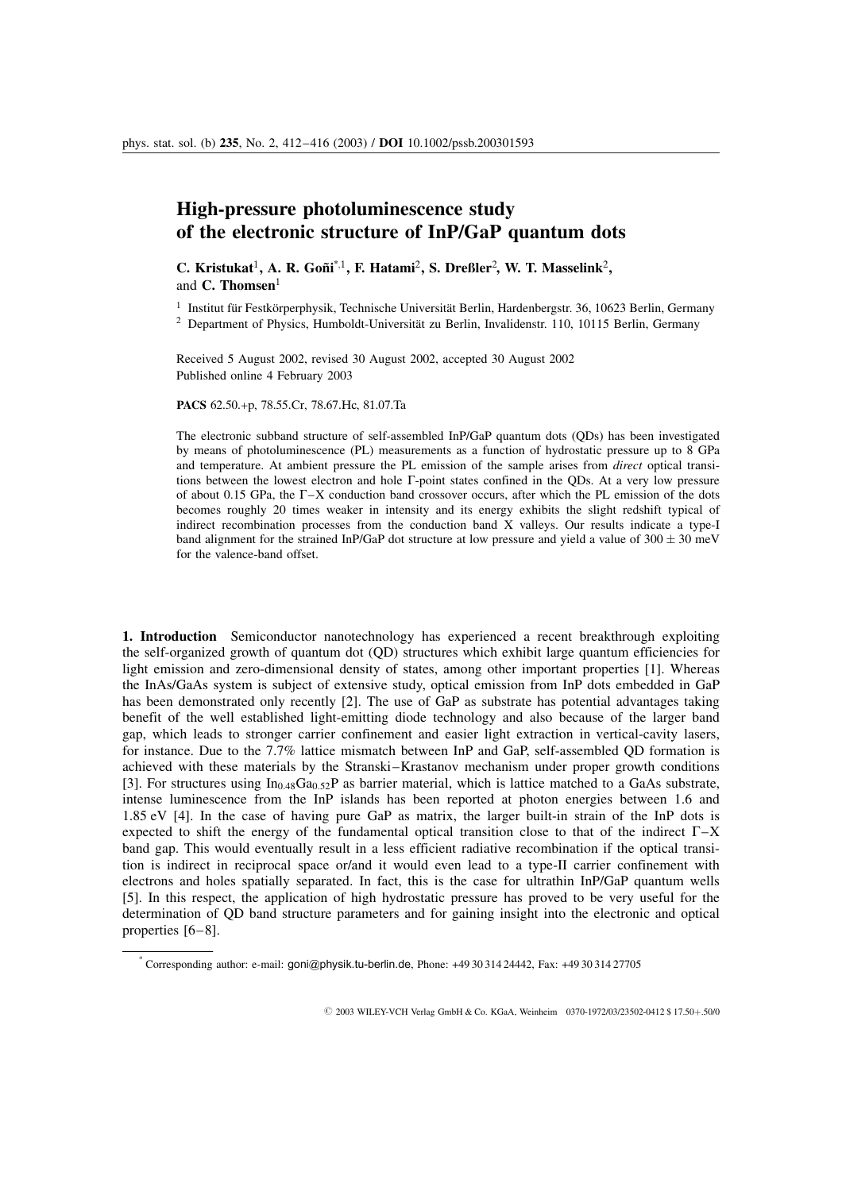# High-pressure photoluminescence study of the electronic structure of InP/GaP quantum dots

**C. Kristukat**[1], **A. R. Goñi**[*,1], **F. Hatami**[2], **S. Dreßler**[2], **W. T. Masselink**[2], and **C. Thomsen**[1]

[1] Institut für Festkörperphysik, Technische Universität Berlin, Hardenbergstr. 36, 10623 Berlin, Germany

[2] Department of Physics, Humboldt-Universität zu Berlin, Invalidenstr. 110, 10115 Berlin, Germany

Received 5 August 2002, revised 30 August 2002, accepted 30 August 2002
Published online 4 February 2003

**PACS** 62.50.+p, 78.55.Cr, 78.67.Hc, 81.07.Ta

The electronic subband structure of self-assembled InP/GaP quantum dots (QDs) has been investigated by means of photoluminescence (PL) measurements as a function of hydrostatic pressure up to 8 GPa and temperature. At ambient pressure the PL emission of the sample arises from *direct* optical transitions between the lowest electron and hole Γ-point states confined in the QDs. At a very low pressure of about 0.15 GPa, the Γ–X conduction band crossover occurs, after which the PL emission of the dots becomes roughly 20 times weaker in intensity and its energy exhibits the slight redshift typical of indirect recombination processes from the conduction band X valleys. Our results indicate a type-I band alignment for the strained InP/GaP dot structure at low pressure and yield a value of 300 ± 30 meV for the valence-band offset.

**1. Introduction** Semiconductor nanotechnology has experienced a recent breakthrough exploiting the self-organized growth of quantum dot (QD) structures which exhibit large quantum efficiencies for light emission and zero-dimensional density of states, among other important properties [1]. Whereas the InAs/GaAs system is subject of extensive study, optical emission from InP dots embedded in GaP has been demonstrated only recently [2]. The use of GaP as substrate has potential advantages taking benefit of the well established light-emitting diode technology and also because of the larger band gap, which leads to stronger carrier confinement and easier light extraction in vertical-cavity lasers, for instance. Due to the 7.7% lattice mismatch between InP and GaP, self-assembled QD formation is achieved with these materials by the Stranski–Krastanov mechanism under proper growth conditions [3]. For structures using $In_{0.48}Ga_{0.52}P$ as barrier material, which is lattice matched to a GaAs substrate, intense luminescence from the InP islands has been reported at photon energies between 1.6 and 1.85 eV [4]. In the case of having pure GaP as matrix, the larger built-in strain of the InP dots is expected to shift the energy of the fundamental optical transition close to that of the indirect Γ–X band gap. This would eventually result in a less efficient radiative recombination if the optical transition is indirect in reciprocal space or/and it would even lead to a type-II carrier confinement with electrons and holes spatially separated. In fact, this is the case for ultrathin InP/GaP quantum wells [5]. In this respect, the application of high hydrostatic pressure has proved to be very useful for the determination of QD band structure parameters and for gaining insight into the electronic and optical properties [6–8].

[*] Corresponding author: e-mail: goni@physik.tu-berlin.de, Phone: +49 30 314 24442, Fax: +49 30 314 27705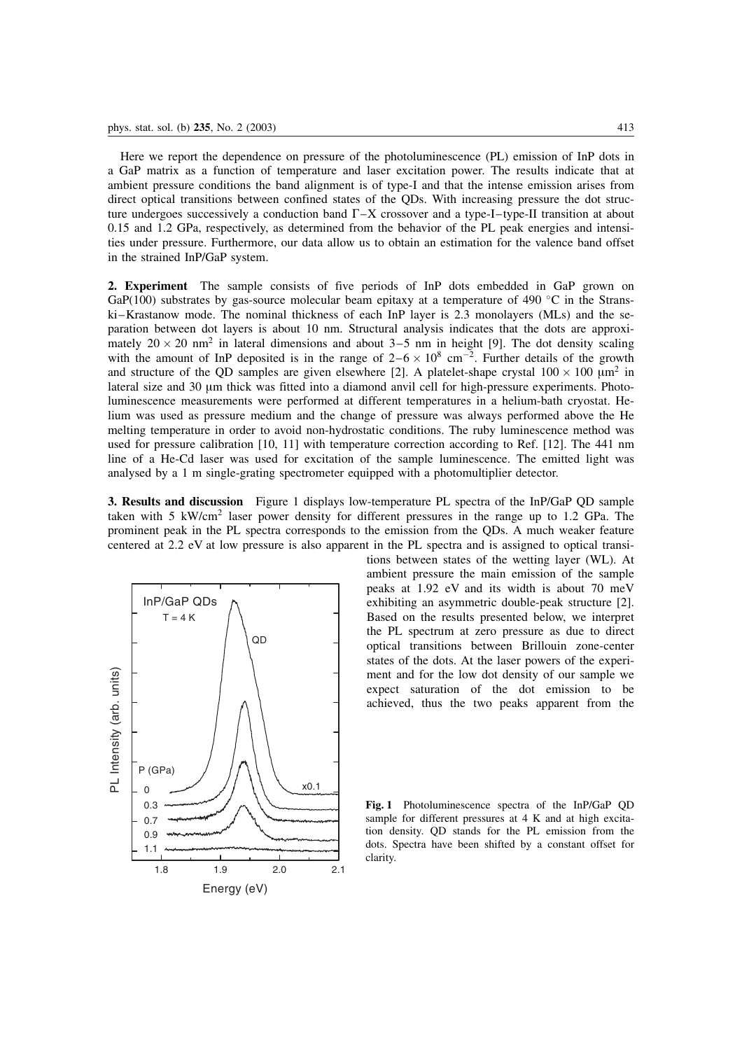Here we report the dependence on pressure of the photoluminescence (PL) emission of InP dots in a GaP matrix as a function of temperature and laser excitation power. The results indicate that at ambient pressure conditions the band alignment is of type-I and that the intense emission arises from direct optical transitions between confined states of the QDs. With increasing pressure the dot structure undergoes successively a conduction band Γ–X crossover and a type-I–type-II transition at about 0.15 and 1.2 GPa, respectively, as determined from the behavior of the PL peak energies and intensities under pressure. Furthermore, our data allow us to obtain an estimation for the valence band offset in the strained InP/GaP system.

**2. Experiment** The sample consists of five periods of InP dots embedded in GaP grown on GaP(100) substrates by gas-source molecular beam epitaxy at a temperature of 490 °C in the Stranski–Krastanow mode. The nominal thickness of each InP layer is 2.3 monolayers (MLs) and the separation between dot layers is about 10 nm. Structural analysis indicates that the dots are approximately $20 \times 20$ nm$^2$ in lateral dimensions and about 3–5 nm in height [9]. The dot density scaling with the amount of InP deposited is in the range of $2–6 \times 10^8$ cm$^{-2}$. Further details of the growth and structure of the QD samples are given elsewhere [2]. A platelet-shape crystal $100 \times 100$ μm$^2$ in lateral size and 30 μm thick was fitted into a diamond anvil cell for high-pressure experiments. Photoluminescence measurements were performed at different temperatures in a helium-bath cryostat. Helium was used as pressure medium and the change of pressure was always performed above the He melting temperature in order to avoid non-hydrostatic conditions. The ruby luminescence method was used for pressure calibration [10, 11] with temperature correction according to Ref. [12]. The 441 nm line of a He-Cd laser was used for excitation of the sample luminescence. The emitted light was analysed by a 1 m single-grating spectrometer equipped with a photomultiplier detector.

**3. Results and discussion** Figure 1 displays low-temperature PL spectra of the InP/GaP QD sample taken with 5 kW/cm$^2$ laser power density for different pressures in the range up to 1.2 GPa. The prominent peak in the PL spectra corresponds to the emission from the QDs. A much weaker feature centered at 2.2 eV at low pressure is also apparent in the PL spectra and is assigned to optical transitions between states of the wetting layer (WL). At ambient pressure the main emission of the sample peaks at 1.92 eV and its width is about 70 meV exhibiting an asymmetric double-peak structure [2]. Based on the results presented below, we interpret the PL spectrum at zero pressure as due to direct optical transitions between Brillouin zone-center states of the dots. At the laser powers of the experiment and for the low dot density of our sample we expect saturation of the dot emission to be achieved, thus the two peaks apparent from the

**Fig. 1** Photoluminescence spectra of the InP/GaP QD sample for different pressures at 4 K and at high excitation density. QD stands for the PL emission from the dots. Spectra have been shifted by a constant offset for clarity.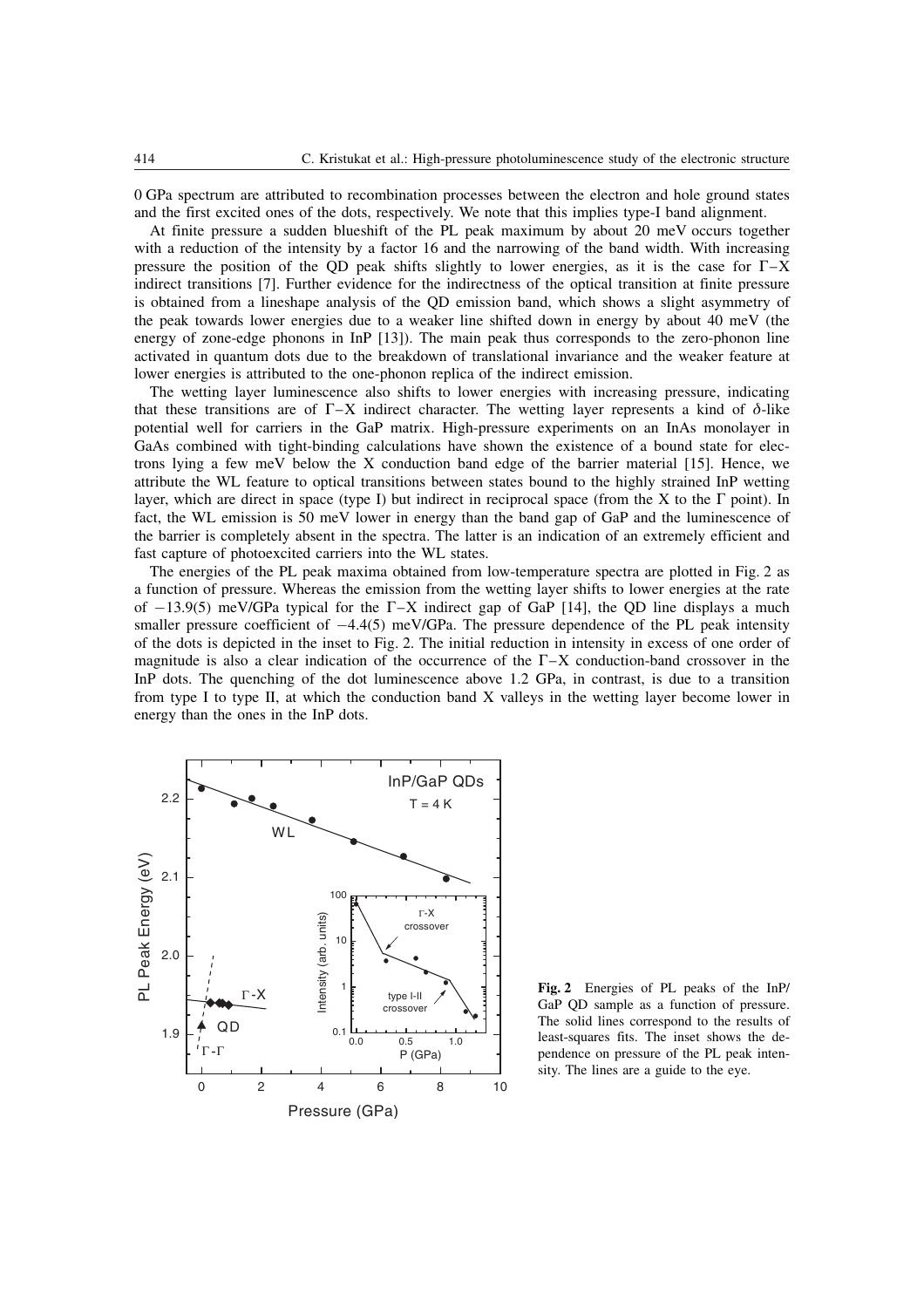0 GPa spectrum are attributed to recombination processes between the electron and hole ground states and the first excited ones of the dots, respectively. We note that this implies type-I band alignment.

At finite pressure a sudden blueshift of the PL peak maximum by about 20 meV occurs together with a reduction of the intensity by a factor 16 and the narrowing of the band width. With increasing pressure the position of the QD peak shifts slightly to lower energies, as it is the case for Γ–X indirect transitions [7]. Further evidence for the indirectness of the optical transition at finite pressure is obtained from a lineshape analysis of the QD emission band, which shows a slight asymmetry of the peak towards lower energies due to a weaker line shifted down in energy by about 40 meV (the energy of zone-edge phonons in InP [13]). The main peak thus corresponds to the zero-phonon line activated in quantum dots due to the breakdown of translational invariance and the weaker feature at lower energies is attributed to the one-phonon replica of the indirect emission.

The wetting layer luminescence also shifts to lower energies with increasing pressure, indicating that these transitions are of Γ–X indirect character. The wetting layer represents a kind of δ-like potential well for carriers in the GaP matrix. High-pressure experiments on an InAs monolayer in GaAs combined with tight-binding calculations have shown the existence of a bound state for electrons lying a few meV below the X conduction band edge of the barrier material [15]. Hence, we attribute the WL feature to optical transitions between states bound to the highly strained InP wetting layer, which are direct in space (type I) but indirect in reciprocal space (from the X to the Γ point). In fact, the WL emission is 50 meV lower in energy than the band gap of GaP and the luminescence of the barrier is completely absent in the spectra. The latter is an indication of an extremely efficient and fast capture of photoexcited carriers into the WL states.

The energies of the PL peak maxima obtained from low-temperature spectra are plotted in Fig. 2 as a function of pressure. Whereas the emission from the wetting layer shifts to lower energies at the rate of −13.9(5) meV/GPa typical for the Γ–X indirect gap of GaP [14], the QD line displays a much smaller pressure coefficient of −4.4(5) meV/GPa. The pressure dependence of the PL peak intensity of the dots is depicted in the inset to Fig. 2. The initial reduction in intensity in excess of one order of magnitude is also a clear indication of the occurrence of the Γ–X conduction-band crossover in the InP dots. The quenching of the dot luminescence above 1.2 GPa, in contrast, is due to a transition from type I to type II, at which the conduction band X valleys in the wetting layer become lower in energy than the ones in the InP dots.

**Fig. 2** Energies of PL peaks of the InP/GaP QD sample as a function of pressure. The solid lines correspond to the results of least-squares fits. The inset shows the dependence on pressure of the PL peak intensity. The lines are a guide to the eye.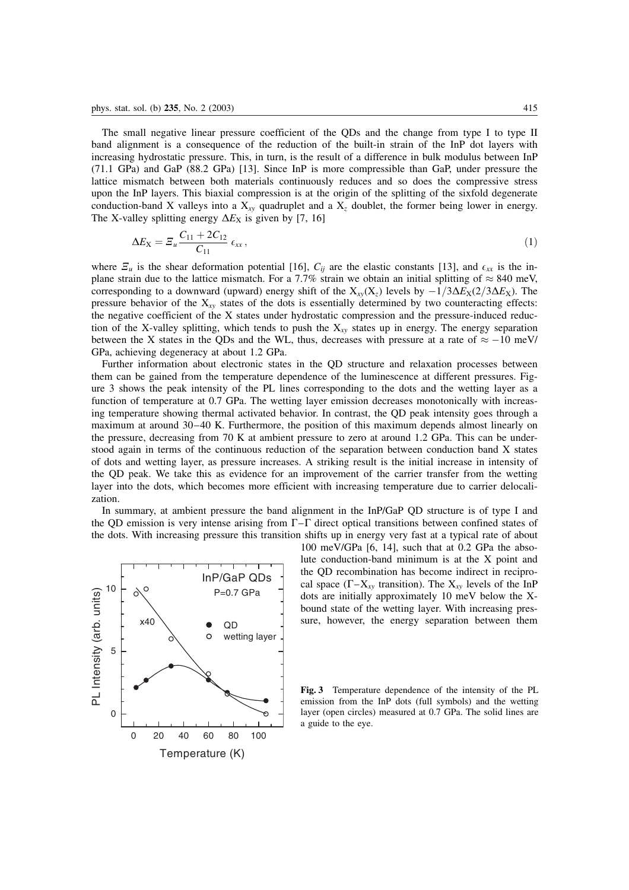The small negative linear pressure coefficient of the QDs and the change from type I to type II band alignment is a consequence of the reduction of the built-in strain of the InP dot layers with increasing hydrostatic pressure. This, in turn, is the result of a difference in bulk modulus between InP (71.1 GPa) and GaP (88.2 GPa) [13]. Since InP is more compressible than GaP, under pressure the lattice mismatch between both materials continuously reduces and so does the compressive stress upon the InP layers. This biaxial compression is at the origin of the splitting of the sixfold degenerate conduction-band X valleys into a $X_{xy}$ quadruplet and a $X_z$ doublet, the former being lower in energy. The X-valley splitting energy $\Delta E_X$ is given by [7, 16]

$$\Delta E_X = \Xi_u \frac{C_{11} + 2C_{12}}{C_{11}} \epsilon_{xx}, \tag{1}$$

where $\Xi_u$ is the shear deformation potential [16], $C_{ij}$ are the elastic constants [13], and $\epsilon_{xx}$ is the in-plane strain due to the lattice mismatch. For a 7.7% strain we obtain an initial splitting of $\approx 840$ meV, corresponding to a downward (upward) energy shift of the $X_{xy}(X_z)$ levels by $-1/3\Delta E_X(2/3\Delta E_X)$. The pressure behavior of the $X_{xy}$ states of the dots is essentially determined by two counteracting effects: the negative coefficient of the X states under hydrostatic compression and the pressure-induced reduction of the X-valley splitting, which tends to push the $X_{xy}$ states up in energy. The energy separation between the X states in the QDs and the WL, thus, decreases with pressure at a rate of $\approx -10$ meV/GPa, achieving degeneracy at about 1.2 GPa.

Further information about electronic states in the QD structure and relaxation processes between them can be gained from the temperature dependence of the luminescence at different pressures. Figure 3 shows the peak intensity of the PL lines corresponding to the dots and the wetting layer as a function of temperature at 0.7 GPa. The wetting layer emission decreases monotonically with increasing temperature showing thermal activated behavior. In contrast, the QD peak intensity goes through a maximum at around 30–40 K. Furthermore, the position of this maximum depends almost linearly on the pressure, decreasing from 70 K at ambient pressure to zero at around 1.2 GPa. This can be understood again in terms of the continuous reduction of the separation between conduction band X states of dots and wetting layer, as pressure increases. A striking result is the initial increase in intensity of the QD peak. We take this as evidence for an improvement of the carrier transfer from the wetting layer into the dots, which becomes more efficient with increasing temperature due to carrier delocalization.

In summary, at ambient pressure the band alignment in the InP/GaP QD structure is of type I and the QD emission is very intense arising from $\Gamma$–$\Gamma$ direct optical transitions between confined states of the dots. With increasing pressure this transition shifts up in energy very fast at a typical rate of about 100 meV/GPa [6, 14], such that at 0.2 GPa the absolute conduction-band minimum is at the X point and the QD recombination has become indirect in reciprocal space ($\Gamma$–$X_{xy}$ transition). The $X_{xy}$ levels of the InP dots are initially approximately 10 meV below the X-bound state of the wetting layer. With increasing pressure, however, the energy separation between them

**Fig. 3** Temperature dependence of the intensity of the PL emission from the InP dots (full symbols) and the wetting layer (open circles) measured at 0.7 GPa. The solid lines are a guide to the eye.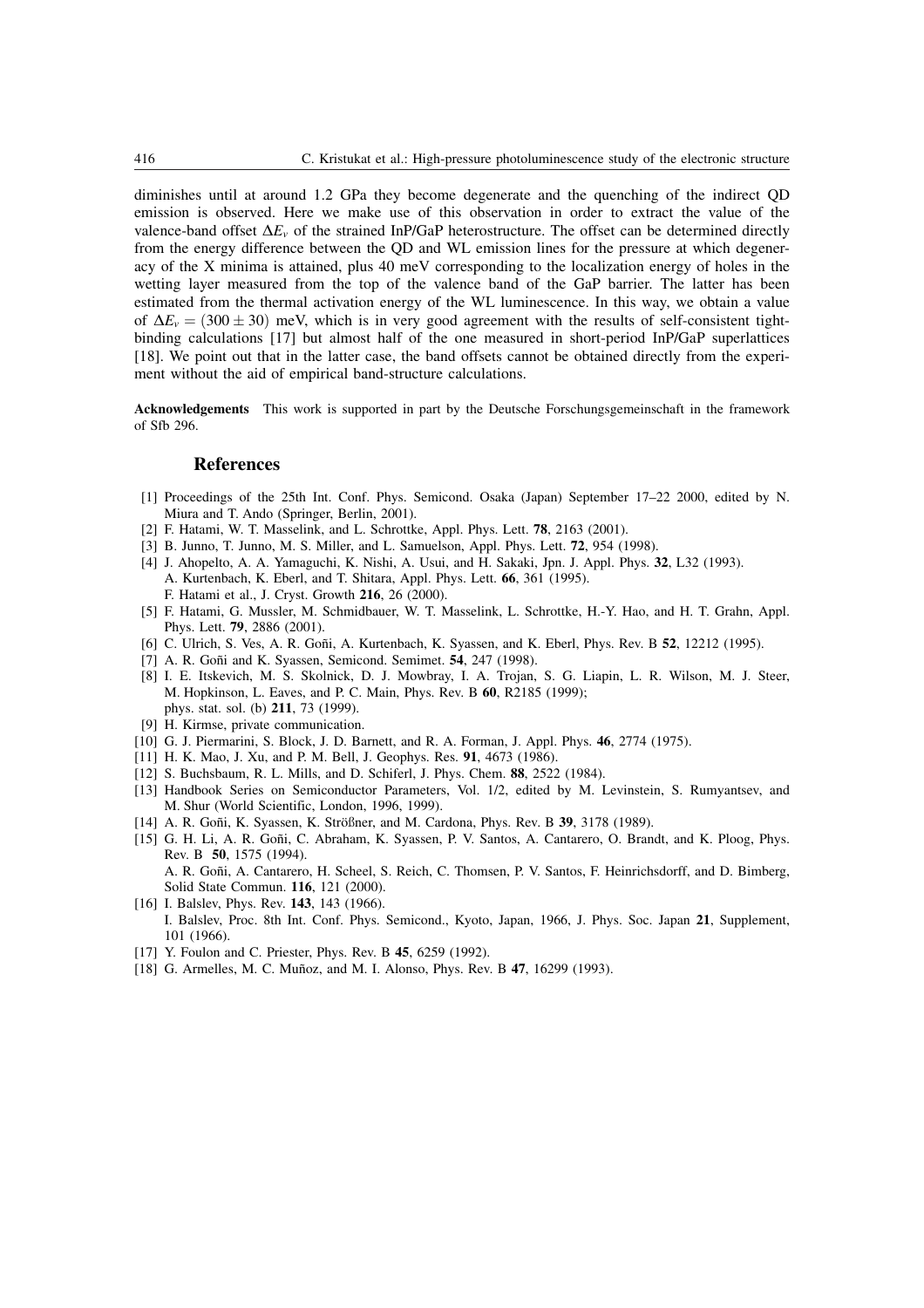diminishes until at around 1.2 GPa they become degenerate and the quenching of the indirect QD emission is observed. Here we make use of this observation in order to extract the value of the valence-band offset $\Delta E_v$ of the strained InP/GaP heterostructure. The offset can be determined directly from the energy difference between the QD and WL emission lines for the pressure at which degeneracy of the X minima is attained, plus 40 meV corresponding to the localization energy of holes in the wetting layer measured from the top of the valence band of the GaP barrier. The latter has been estimated from the thermal activation energy of the WL luminescence. In this way, we obtain a value of $\Delta E_v = (300 \pm 30)$ meV, which is in very good agreement with the results of self-consistent tight-binding calculations [17] but almost half of the one measured in short-period InP/GaP superlattices [18]. We point out that in the latter case, the band offsets cannot be obtained directly from the experiment without the aid of empirical band-structure calculations.

**Acknowledgements** This work is supported in part by the Deutsche Forschungsgemeinschaft in the framework of Sfb 296.

## References

[1] Proceedings of the 25th Int. Conf. Phys. Semicond. Osaka (Japan) September 17–22 2000, edited by N. Miura and T. Ando (Springer, Berlin, 2001).

[2] F. Hatami, W. T. Masselink, and L. Schrottke, Appl. Phys. Lett. **78**, 2163 (2001).

[3] B. Junno, T. Junno, M. S. Miller, and L. Samuelson, Appl. Phys. Lett. **72**, 954 (1998).

[4] J. Ahopelto, A. A. Yamaguchi, K. Nishi, A. Usui, and H. Sakaki, Jpn. J. Appl. Phys. **32**, L32 (1993).
A. Kurtenbach, K. Eberl, and T. Shitara, Appl. Phys. Lett. **66**, 361 (1995).
F. Hatami et al., J. Cryst. Growth **216**, 26 (2000).

[5] F. Hatami, G. Mussler, M. Schmidbauer, W. T. Masselink, L. Schrottke, H.-Y. Hao, and H. T. Grahn, Appl. Phys. Lett. **79**, 2886 (2001).

[6] C. Ulrich, S. Ves, A. R. Goñi, A. Kurtenbach, K. Syassen, and K. Eberl, Phys. Rev. B **52**, 12212 (1995).

[7] A. R. Goñi and K. Syassen, Semicond. Semimet. **54**, 247 (1998).

[8] I. E. Itskevich, M. S. Skolnick, D. J. Mowbray, I. A. Trojan, S. G. Liapin, L. R. Wilson, M. J. Steer, M. Hopkinson, L. Eaves, and P. C. Main, Phys. Rev. B **60**, R2185 (1999);
phys. stat. sol. (b) **211**, 73 (1999).

[9] H. Kirmse, private communication.

[10] G. J. Piermarini, S. Block, J. D. Barnett, and R. A. Forman, J. Appl. Phys. **46**, 2774 (1975).

[11] H. K. Mao, J. Xu, and P. M. Bell, J. Geophys. Res. **91**, 4673 (1986).

[12] S. Buchsbaum, R. L. Mills, and D. Schiferl, J. Phys. Chem. **88**, 2522 (1984).

[13] Handbook Series on Semiconductor Parameters, Vol. 1/2, edited by M. Levinstein, S. Rumyantsev, and M. Shur (World Scientific, London, 1996, 1999).

[14] A. R. Goñi, K. Syassen, K. Strößner, and M. Cardona, Phys. Rev. B **39**, 3178 (1989).

[15] G. H. Li, A. R. Goñi, C. Abraham, K. Syassen, P. V. Santos, A. Cantarero, O. Brandt, and K. Ploog, Phys. Rev. B **50**, 1575 (1994).
A. R. Goñi, A. Cantarero, H. Scheel, S. Reich, C. Thomsen, P. V. Santos, F. Heinrichsdorff, and D. Bimberg, Solid State Commun. **116**, 121 (2000).

[16] I. Balslev, Phys. Rev. **143**, 143 (1966).
I. Balslev, Proc. 8th Int. Conf. Phys. Semicond., Kyoto, Japan, 1966, J. Phys. Soc. Japan **21**, Supplement, 101 (1966).

[17] Y. Foulon and C. Priester, Phys. Rev. B **45**, 6259 (1992).

[18] G. Armelles, M. C. Muñoz, and M. I. Alonso, Phys. Rev. B **47**, 16299 (1993).